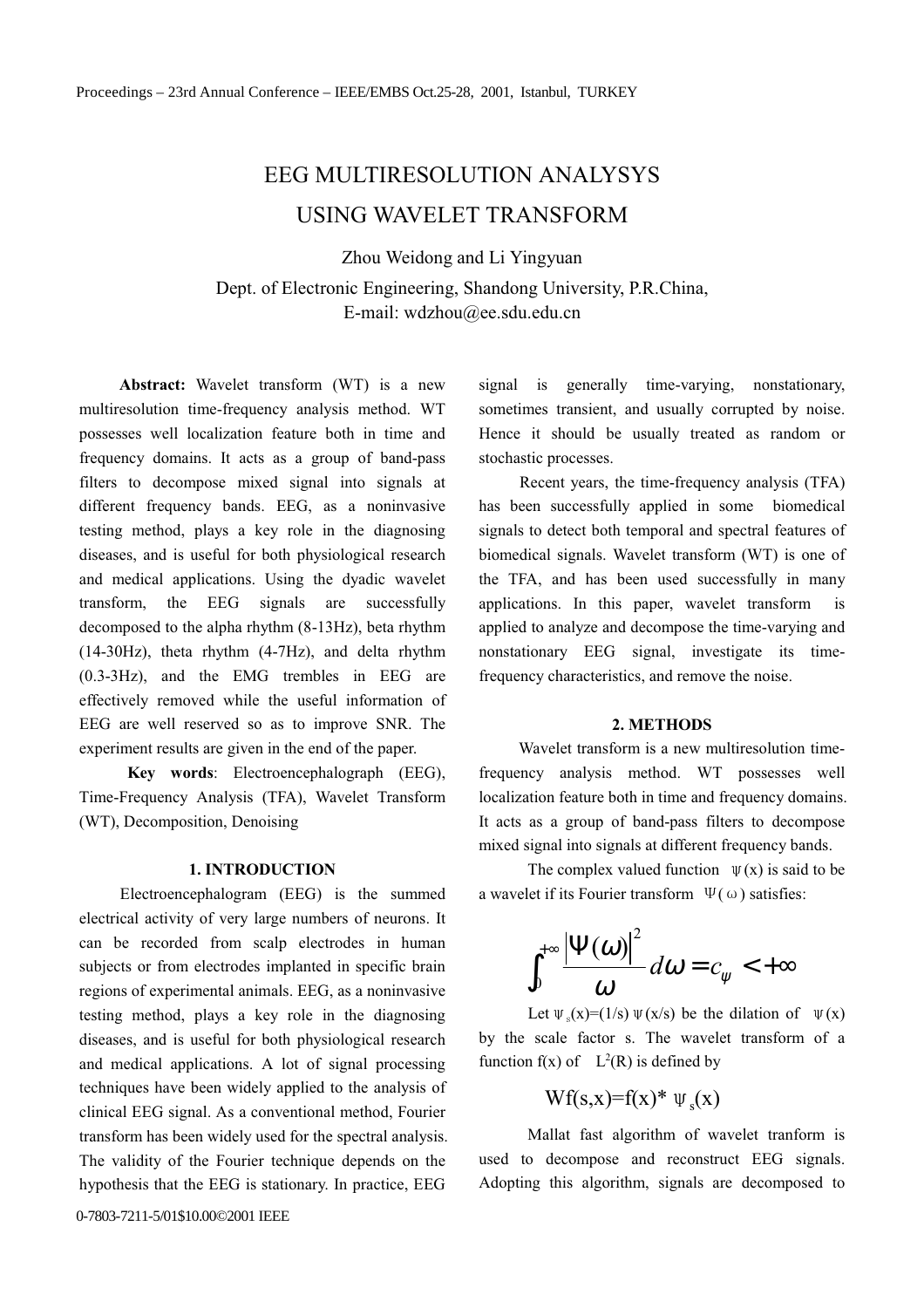# EEG MULTIRESOLUTION ANALYSYS USING WAVELET TRANSFORM

Zhou Weidong and Li Yingyuan

Dept. of Electronic Engineering, Shandong University, P.R.China,
E-mail: wdzhou@ee.sdu.edu.cn

**Abstract:** Wavelet transform (WT) is a new multiresolution time-frequency analysis method. WT possesses well localization feature both in time and frequency domains. It acts as a group of band-pass filters to decompose mixed signal into signals at different frequency bands. EEG, as a noninvasive testing method, plays a key role in the diagnosing diseases, and is useful for both physiological research and medical applications. Using the dyadic wavelet transform, the EEG signals are successfully decomposed to the alpha rhythm (8-13Hz), beta rhythm (14-30Hz), theta rhythm (4-7Hz), and delta rhythm (0.3-3Hz), and the EMG trembles in EEG are effectively removed while the useful information of EEG are well reserved so as to improve SNR. The experiment results are given in the end of the paper.

**Key words**: Electroencephalograph (EEG), Time-Frequency Analysis (TFA), Wavelet Transform (WT), Decomposition, Denoising

## 1. INTRODUCTION

Electroencephalogram (EEG) is the summed electrical activity of very large numbers of neurons. It can be recorded from scalp electrodes in human subjects or from electrodes implanted in specific brain regions of experimental animals. EEG, as a noninvasive testing method, plays a key role in the diagnosing diseases, and is useful for both physiological research and medical applications. A lot of signal processing techniques have been widely applied to the analysis of clinical EEG signal. As a conventional method, Fourier transform has been widely used for the spectral analysis. The validity of the Fourier technique depends on the hypothesis that the EEG is stationary. In practice, EEG signal is generally time-varying, nonstationary, sometimes transient, and usually corrupted by noise. Hence it should be usually treated as random or stochastic processes.

Recent years, the time-frequency analysis (TFA) has been successfully applied in some biomedical signals to detect both temporal and spectral features of biomedical signals. Wavelet transform (WT) is one of the TFA, and has been used successfully in many applications. In this paper, wavelet transform is applied to analyze and decompose the time-varying and nonstationary EEG signal, investigate its time-frequency characteristics, and remove the noise.

## 2. METHODS

Wavelet transform is a new multiresolution time-frequency analysis method. WT possesses well localization feature both in time and frequency domains. It acts as a group of band-pass filters to decompose mixed signal into signals at different frequency bands.

The complex valued function $\psi(x)$ is said to be a wavelet if its Fourier transform $\Psi(\omega)$ satisfies:

$$\int_0^{+\infty} \frac{|\Psi(\omega)|^2}{\omega} d\omega = c_\psi < +\infty$$

Let $\psi_s(x)=(1/s)\,\psi(x/s)$ be the dilation of $\psi(x)$ by the scale factor s. The wavelet transform of a function f(x) of $L^2(R)$ is defined by

$$Wf(s,x)=f(x)*\psi_s(x)$$

Mallat fast algorithm of wavelet tranform is used to decompose and reconstruct EEG signals. Adopting this algorithm, signals are decomposed to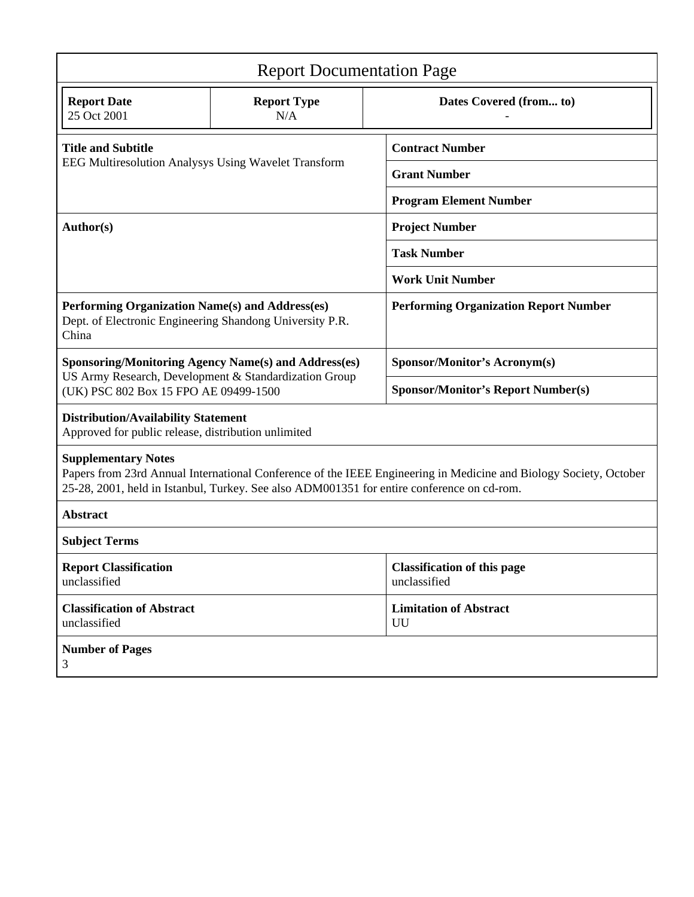# Report Documentation Page

| Report Date | Report Type | Dates Covered (from... to) |
|---|---|---|
| 25 Oct 2001 | N/A | - |

| | |
|---|---|
| **Title and Subtitle**<br>EEG Multiresolution Analysys Using Wavelet Transform | **Contract Number** |
| | **Grant Number** |
| | **Program Element Number** |
| **Author(s)** | **Project Number** |
| | **Task Number** |
| | **Work Unit Number** |
| **Performing Organization Name(s) and Address(es)**<br>Dept. of Electronic Engineering Shandong University P.R. China | **Performing Organization Report Number** |
| **Sponsoring/Monitoring Agency Name(s) and Address(es)**<br>US Army Research, Development & Standardization Group (UK) PSC 802 Box 15 FPO AE 09499-1500 | **Sponsor/Monitor's Acronym(s)** |
| | **Sponsor/Monitor's Report Number(s)** |

**Distribution/Availability Statement**
Approved for public release, distribution unlimited

**Supplementary Notes**
Papers from 23rd Annual International Conference of the IEEE Engineering in Medicine and Biology Society, October 25-28, 2001, held in Istanbul, Turkey. See also ADM001351 for entire conference on cd-rom.

**Abstract**

**Subject Terms**

| | |
|---|---|
| **Report Classification**<br>unclassified | **Classification of this page**<br>unclassified |
| **Classification of Abstract**<br>unclassified | **Limitation of Abstract**<br>UU |

**Number of Pages**
3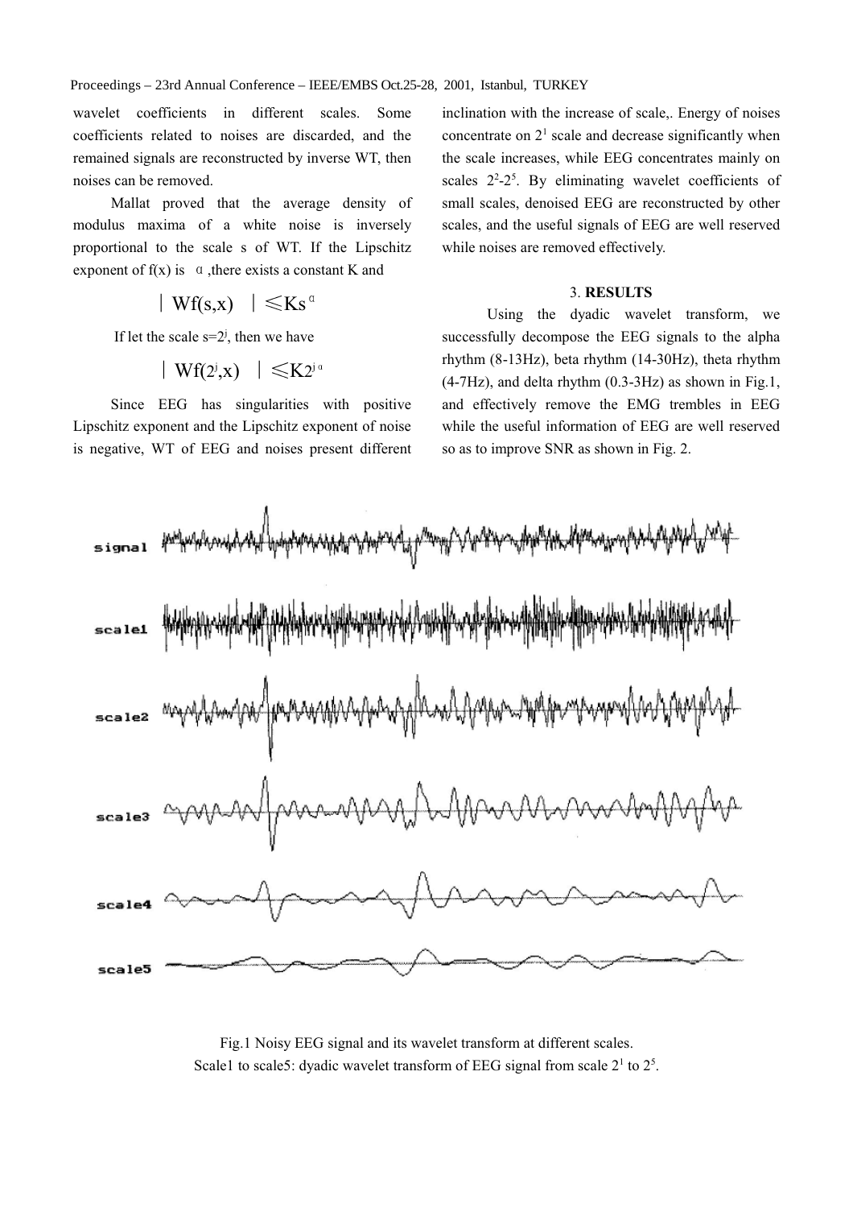wavelet coefficients in different scales. Some coefficients related to noises are discarded, and the remained signals are reconstructed by inverse WT, then noises can be removed.

Mallat proved that the average density of modulus maxima of a white noise is inversely proportional to the scale s of WT. If the Lipschitz exponent of f(x) is $\alpha$, there exists a constant K and

$$|Wf(s,x)| \leq Ks^{\alpha}$$

If let the scale $s=2^j$, then we have

$$|Wf(2^j,x)| \leq K2^{j\alpha}$$

Since EEG has singularities with positive Lipschitz exponent and the Lipschitz exponent of noise is negative, WT of EEG and noises present different inclination with the increase of scale,. Energy of noises concentrate on $2^1$ scale and decrease significantly when the scale increases, while EEG concentrates mainly on scales $2^2$-$2^5$. By eliminating wavelet coefficients of small scales, denoised EEG are reconstructed by other scales, and the useful signals of EEG are well reserved while noises are removed effectively.

### 3. RESULTS

Using the dyadic wavelet transform, we successfully decompose the EEG signals to the alpha rhythm (8-13Hz), beta rhythm (14-30Hz), theta rhythm (4-7Hz), and delta rhythm (0.3-3Hz) as shown in Fig.1, and effectively remove the EMG trembles in EEG while the useful information of EEG are well reserved so as to improve SNR as shown in Fig. 2.

Fig.1 Noisy EEG signal and its wavelet transform at different scales.
Scale1 to scale5: dyadic wavelet transform of EEG signal from scale $2^1$ to $2^5$.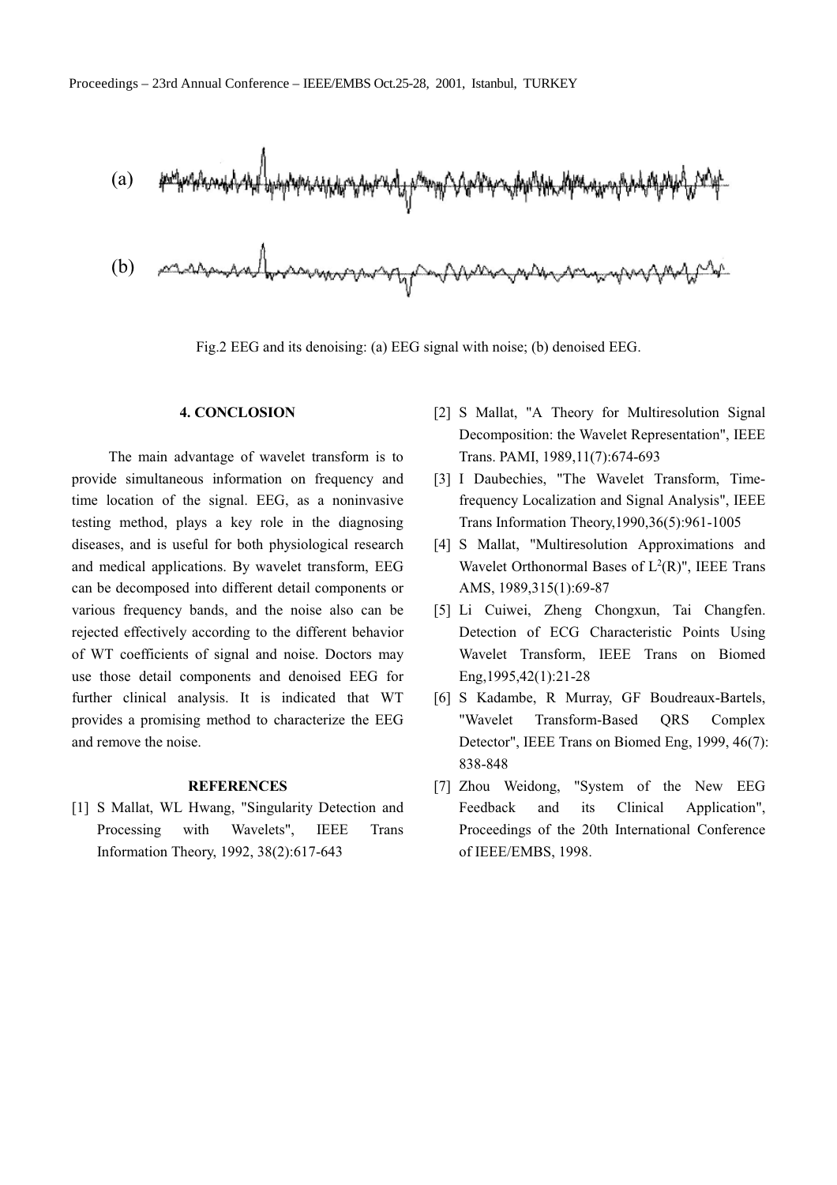(a)

(b)

Fig.2 EEG and its denoising: (a) EEG signal with noise; (b) denoised EEG.

## 4. CONCLOSION

The main advantage of wavelet transform is to provide simultaneous information on frequency and time location of the signal. EEG, as a noninvasive testing method, plays a key role in the diagnosing diseases, and is useful for both physiological research and medical applications. By wavelet transform, EEG can be decomposed into different detail components or various frequency bands, and the noise also can be rejected effectively according to the different behavior of WT coefficients of signal and noise. Doctors may use those detail components and denoised EEG for further clinical analysis. It is indicated that WT provides a promising method to characterize the EEG and remove the noise.

## REFERENCES

[1] S Mallat, WL Hwang, "Singularity Detection and Processing with Wavelets", IEEE Trans Information Theory, 1992, 38(2):617-643

[2] S Mallat, "A Theory for Multiresolution Signal Decomposition: the Wavelet Representation", IEEE Trans. PAMI, 1989,11(7):674-693

[3] I Daubechies, "The Wavelet Transform, Time-frequency Localization and Signal Analysis", IEEE Trans Information Theory,1990,36(5):961-1005

[4] S Mallat, "Multiresolution Approximations and Wavelet Orthonormal Bases of $L^2(R)$", IEEE Trans AMS, 1989,315(1):69-87

[5] Li Cuiwei, Zheng Chongxun, Tai Changfen. Detection of ECG Characteristic Points Using Wavelet Transform, IEEE Trans on Biomed Eng,1995,42(1):21-28

[6] S Kadambe, R Murray, GF Boudreaux-Bartels, "Wavelet Transform-Based QRS Complex Detector", IEEE Trans on Biomed Eng, 1999, 46(7): 838-848

[7] Zhou Weidong, "System of the New EEG Feedback and its Clinical Application", Proceedings of the 20th International Conference of IEEE/EMBS, 1998.